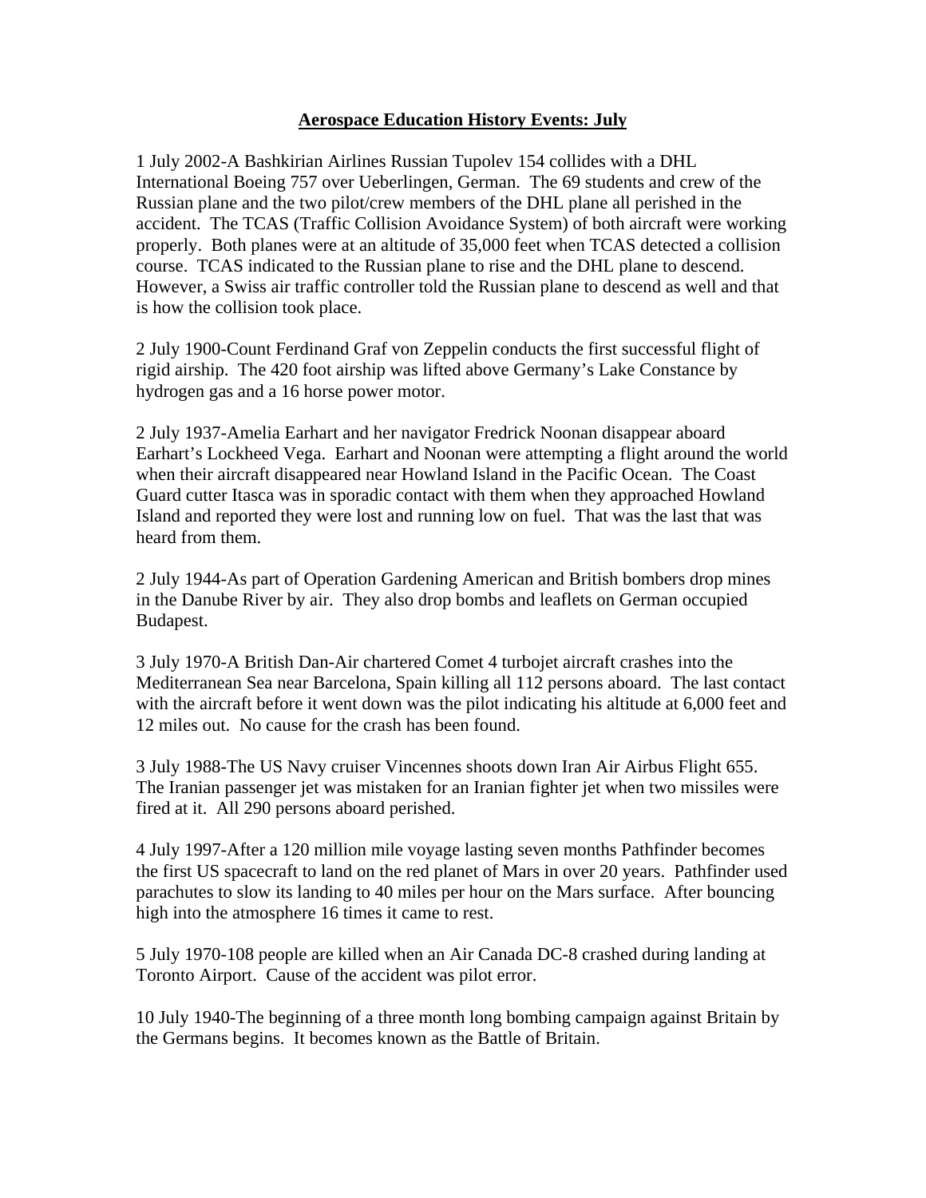# Aerospace Education History Events: July

1 July 2002-A Bashkirian Airlines Russian Tupolev 154 collides with a DHL International Boeing 757 over Ueberlingen, German. The 69 students and crew of the Russian plane and the two pilot/crew members of the DHL plane all perished in the accident. The TCAS (Traffic Collision Avoidance System) of both aircraft were working properly. Both planes were at an altitude of 35,000 feet when TCAS detected a collision course. TCAS indicated to the Russian plane to rise and the DHL plane to descend. However, a Swiss air traffic controller told the Russian plane to descend as well and that is how the collision took place.

2 July 1900-Count Ferdinand Graf von Zeppelin conducts the first successful flight of rigid airship. The 420 foot airship was lifted above Germany's Lake Constance by hydrogen gas and a 16 horse power motor.

2 July 1937-Amelia Earhart and her navigator Fredrick Noonan disappear aboard Earhart's Lockheed Vega. Earhart and Noonan were attempting a flight around the world when their aircraft disappeared near Howland Island in the Pacific Ocean. The Coast Guard cutter Itasca was in sporadic contact with them when they approached Howland Island and reported they were lost and running low on fuel. That was the last that was heard from them.

2 July 1944-As part of Operation Gardening American and British bombers drop mines in the Danube River by air. They also drop bombs and leaflets on German occupied Budapest.

3 July 1970-A British Dan-Air chartered Comet 4 turbojet aircraft crashes into the Mediterranean Sea near Barcelona, Spain killing all 112 persons aboard. The last contact with the aircraft before it went down was the pilot indicating his altitude at 6,000 feet and 12 miles out. No cause for the crash has been found.

3 July 1988-The US Navy cruiser Vincennes shoots down Iran Air Airbus Flight 655. The Iranian passenger jet was mistaken for an Iranian fighter jet when two missiles were fired at it. All 290 persons aboard perished.

4 July 1997-After a 120 million mile voyage lasting seven months Pathfinder becomes the first US spacecraft to land on the red planet of Mars in over 20 years. Pathfinder used parachutes to slow its landing to 40 miles per hour on the Mars surface. After bouncing high into the atmosphere 16 times it came to rest.

5 July 1970-108 people are killed when an Air Canada DC-8 crashed during landing at Toronto Airport. Cause of the accident was pilot error.

10 July 1940-The beginning of a three month long bombing campaign against Britain by the Germans begins. It becomes known as the Battle of Britain.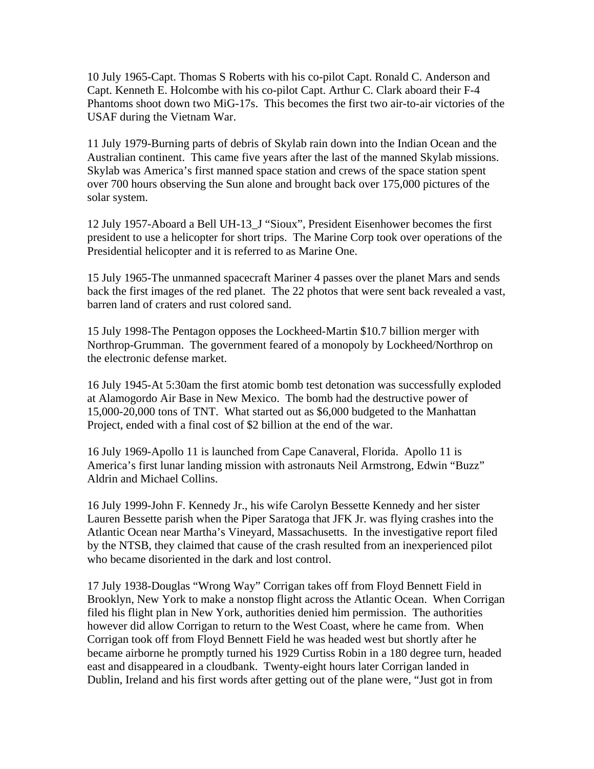10 July 1965-Capt. Thomas S Roberts with his co-pilot Capt. Ronald C. Anderson and Capt. Kenneth E. Holcombe with his co-pilot Capt. Arthur C. Clark aboard their F-4 Phantoms shoot down two MiG-17s. This becomes the first two air-to-air victories of the USAF during the Vietnam War.

11 July 1979-Burning parts of debris of Skylab rain down into the Indian Ocean and the Australian continent. This came five years after the last of the manned Skylab missions. Skylab was America's first manned space station and crews of the space station spent over 700 hours observing the Sun alone and brought back over 175,000 pictures of the solar system.

12 July 1957-Aboard a Bell UH-13_J "Sioux", President Eisenhower becomes the first president to use a helicopter for short trips. The Marine Corp took over operations of the Presidential helicopter and it is referred to as Marine One.

15 July 1965-The unmanned spacecraft Mariner 4 passes over the planet Mars and sends back the first images of the red planet. The 22 photos that were sent back revealed a vast, barren land of craters and rust colored sand.

15 July 1998-The Pentagon opposes the Lockheed-Martin $10.7 billion merger with Northrop-Grumman. The government feared of a monopoly by Lockheed/Northrop on the electronic defense market.

16 July 1945-At 5:30am the first atomic bomb test detonation was successfully exploded at Alamogordo Air Base in New Mexico. The bomb had the destructive power of 15,000-20,000 tons of TNT. What started out as $6,000 budgeted to the Manhattan Project, ended with a final cost of $2 billion at the end of the war.

16 July 1969-Apollo 11 is launched from Cape Canaveral, Florida. Apollo 11 is America's first lunar landing mission with astronauts Neil Armstrong, Edwin "Buzz" Aldrin and Michael Collins.

16 July 1999-John F. Kennedy Jr., his wife Carolyn Bessette Kennedy and her sister Lauren Bessette parish when the Piper Saratoga that JFK Jr. was flying crashes into the Atlantic Ocean near Martha's Vineyard, Massachusetts. In the investigative report filed by the NTSB, they claimed that cause of the crash resulted from an inexperienced pilot who became disoriented in the dark and lost control.

17 July 1938-Douglas "Wrong Way" Corrigan takes off from Floyd Bennett Field in Brooklyn, New York to make a nonstop flight across the Atlantic Ocean. When Corrigan filed his flight plan in New York, authorities denied him permission. The authorities however did allow Corrigan to return to the West Coast, where he came from. When Corrigan took off from Floyd Bennett Field he was headed west but shortly after he became airborne he promptly turned his 1929 Curtiss Robin in a 180 degree turn, headed east and disappeared in a cloudbank. Twenty-eight hours later Corrigan landed in Dublin, Ireland and his first words after getting out of the plane were, "Just got in from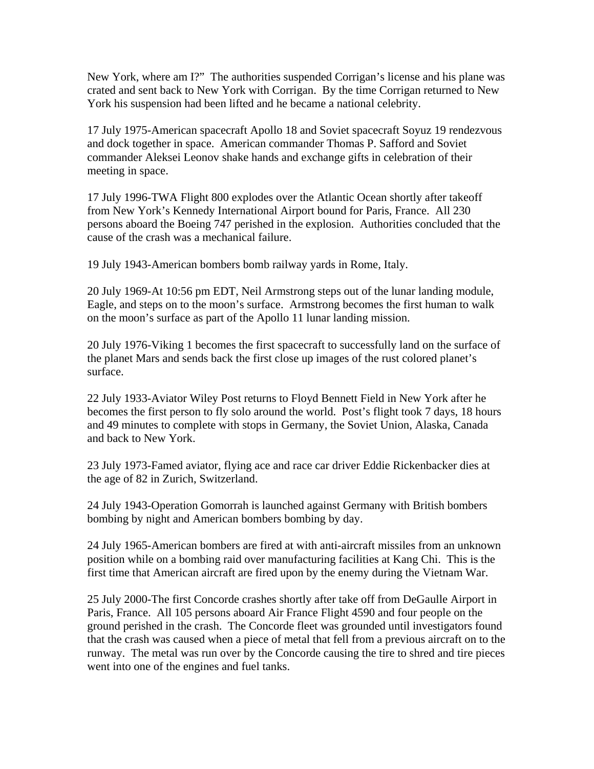New York, where am I?" The authorities suspended Corrigan's license and his plane was crated and sent back to New York with Corrigan. By the time Corrigan returned to New York his suspension had been lifted and he became a national celebrity.

17 July 1975-American spacecraft Apollo 18 and Soviet spacecraft Soyuz 19 rendezvous and dock together in space. American commander Thomas P. Safford and Soviet commander Aleksei Leonov shake hands and exchange gifts in celebration of their meeting in space.

17 July 1996-TWA Flight 800 explodes over the Atlantic Ocean shortly after takeoff from New York's Kennedy International Airport bound for Paris, France. All 230 persons aboard the Boeing 747 perished in the explosion. Authorities concluded that the cause of the crash was a mechanical failure.

19 July 1943-American bombers bomb railway yards in Rome, Italy.

20 July 1969-At 10:56 pm EDT, Neil Armstrong steps out of the lunar landing module, Eagle, and steps on to the moon's surface. Armstrong becomes the first human to walk on the moon's surface as part of the Apollo 11 lunar landing mission.

20 July 1976-Viking 1 becomes the first spacecraft to successfully land on the surface of the planet Mars and sends back the first close up images of the rust colored planet's surface.

22 July 1933-Aviator Wiley Post returns to Floyd Bennett Field in New York after he becomes the first person to fly solo around the world. Post's flight took 7 days, 18 hours and 49 minutes to complete with stops in Germany, the Soviet Union, Alaska, Canada and back to New York.

23 July 1973-Famed aviator, flying ace and race car driver Eddie Rickenbacker dies at the age of 82 in Zurich, Switzerland.

24 July 1943-Operation Gomorrah is launched against Germany with British bombers bombing by night and American bombers bombing by day.

24 July 1965-American bombers are fired at with anti-aircraft missiles from an unknown position while on a bombing raid over manufacturing facilities at Kang Chi. This is the first time that American aircraft are fired upon by the enemy during the Vietnam War.

25 July 2000-The first Concorde crashes shortly after take off from DeGaulle Airport in Paris, France. All 105 persons aboard Air France Flight 4590 and four people on the ground perished in the crash. The Concorde fleet was grounded until investigators found that the crash was caused when a piece of metal that fell from a previous aircraft on to the runway. The metal was run over by the Concorde causing the tire to shred and tire pieces went into one of the engines and fuel tanks.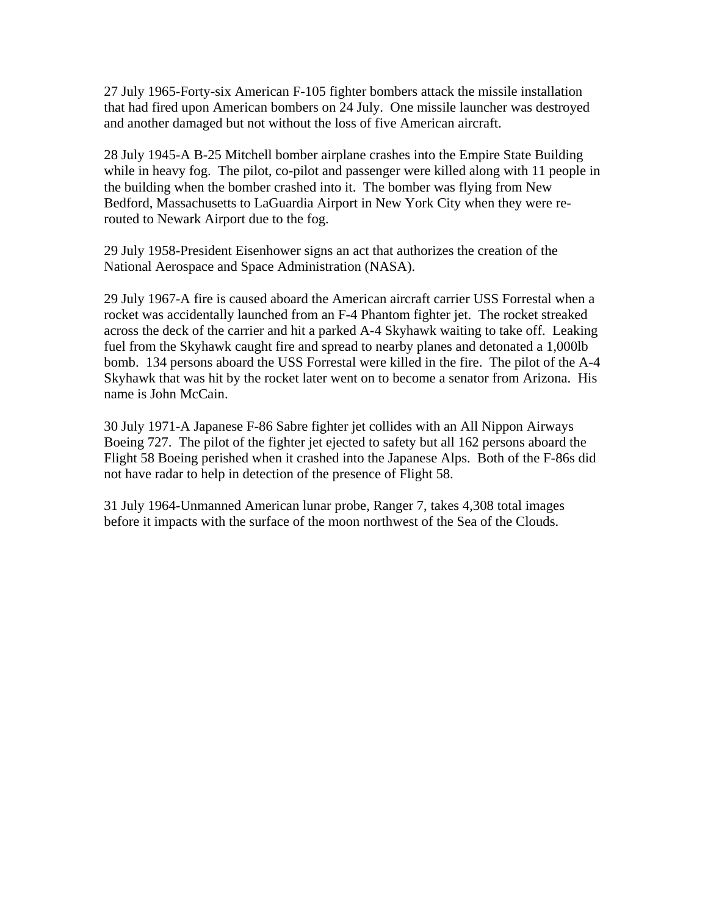27 July 1965-Forty-six American F-105 fighter bombers attack the missile installation that had fired upon American bombers on 24 July. One missile launcher was destroyed and another damaged but not without the loss of five American aircraft.

28 July 1945-A B-25 Mitchell bomber airplane crashes into the Empire State Building while in heavy fog. The pilot, co-pilot and passenger were killed along with 11 people in the building when the bomber crashed into it. The bomber was flying from New Bedford, Massachusetts to LaGuardia Airport in New York City when they were re-routed to Newark Airport due to the fog.

29 July 1958-President Eisenhower signs an act that authorizes the creation of the National Aerospace and Space Administration (NASA).

29 July 1967-A fire is caused aboard the American aircraft carrier USS Forrestal when a rocket was accidentally launched from an F-4 Phantom fighter jet. The rocket streaked across the deck of the carrier and hit a parked A-4 Skyhawk waiting to take off. Leaking fuel from the Skyhawk caught fire and spread to nearby planes and detonated a 1,000lb bomb. 134 persons aboard the USS Forrestal were killed in the fire. The pilot of the A-4 Skyhawk that was hit by the rocket later went on to become a senator from Arizona. His name is John McCain.

30 July 1971-A Japanese F-86 Sabre fighter jet collides with an All Nippon Airways Boeing 727. The pilot of the fighter jet ejected to safety but all 162 persons aboard the Flight 58 Boeing perished when it crashed into the Japanese Alps. Both of the F-86s did not have radar to help in detection of the presence of Flight 58.

31 July 1964-Unmanned American lunar probe, Ranger 7, takes 4,308 total images before it impacts with the surface of the moon northwest of the Sea of the Clouds.